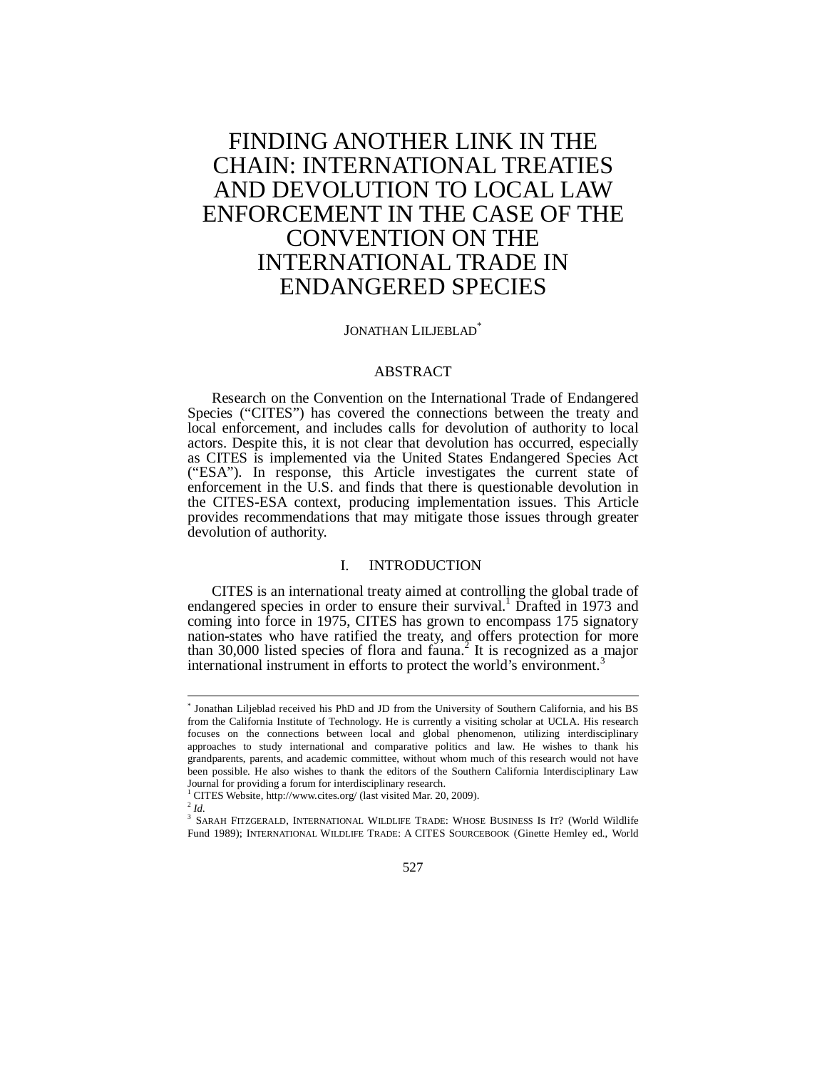# FINDING ANOTHER LINK IN THE CHAIN: INTERNATIONAL TREATIES AND DEVOLUTION TO LOCAL LAW ENFORCEMENT IN THE CASE OF THE CONVENTION ON THE INTERNATIONAL TRADE IN ENDANGERED SPECIES

JONATHAN LILJEBLAD[*]

## ABSTRACT

Research on the Convention on the International Trade of Endangered Species ("CITES") has covered the connections between the treaty and local enforcement, and includes calls for devolution of authority to local actors. Despite this, it is not clear that devolution has occurred, especially as CITES is implemented via the United States Endangered Species Act ("ESA"). In response, this Article investigates the current state of enforcement in the U.S. and finds that there is questionable devolution in the CITES-ESA context, producing implementation issues. This Article provides recommendations that may mitigate those issues through greater devolution of authority.

## I. INTRODUCTION

CITES is an international treaty aimed at controlling the global trade of endangered species in order to ensure their survival.[1] Drafted in 1973 and coming into force in 1975, CITES has grown to encompass 175 signatory nation-states who have ratified the treaty, and offers protection for more than 30,000 listed species of flora and fauna.[2] It is recognized as a major international instrument in efforts to protect the world's environment.[3]

---

[*] Jonathan Liljeblad received his PhD and JD from the University of Southern California, and his BS from the California Institute of Technology. He is currently a visiting scholar at UCLA. His research focuses on the connections between local and global phenomenon, utilizing interdisciplinary approaches to study international and comparative politics and law. He wishes to thank his grandparents, parents, and academic committee, without whom much of this research would not have been possible. He also wishes to thank the editors of the Southern California Interdisciplinary Law Journal for providing a forum for interdisciplinary research.

[1] CITES Website, http://www.cites.org/ (last visited Mar. 20, 2009).

[2] *Id.*

[3] SARAH FITZGERALD, INTERNATIONAL WILDLIFE TRADE: WHOSE BUSINESS IS IT? (World Wildlife Fund 1989); INTERNATIONAL WILDLIFE TRADE: A CITES SOURCEBOOK (Ginette Hemley ed., World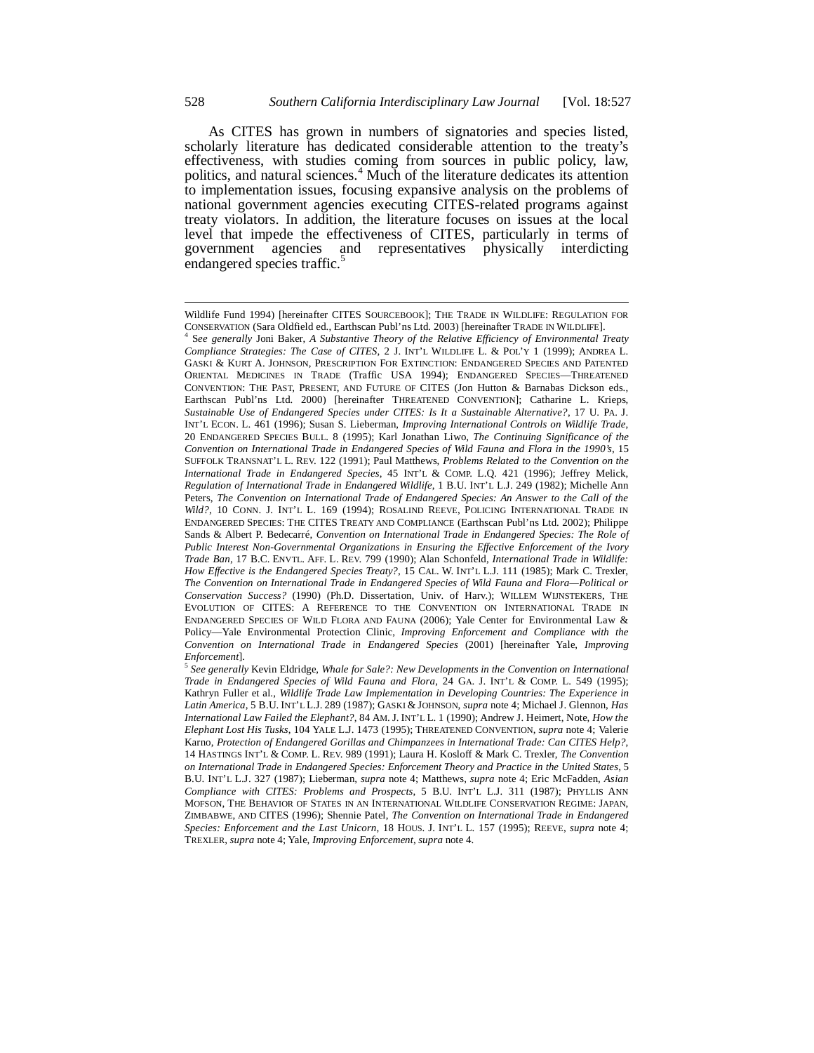As CITES has grown in numbers of signatories and species listed, scholarly literature has dedicated considerable attention to the treaty's effectiveness, with studies coming from sources in public policy, law, politics, and natural sciences.[4] Much of the literature dedicates its attention to implementation issues, focusing expansive analysis on the problems of national government agencies executing CITES-related programs against treaty violators. In addition, the literature focuses on issues at the local level that impede the effectiveness of CITES, particularly in terms of government agencies and representatives physically interdicting endangered species traffic.[5]

---

Wildlife Fund 1994) [hereinafter CITES SOURCEBOOK]; THE TRADE IN WILDLIFE: REGULATION FOR CONSERVATION (Sara Oldfield ed., Earthscan Publ'ns Ltd. 2003) [hereinafter TRADE IN WILDLIFE].

[4] *See generally* Joni Baker, *A Substantive Theory of the Relative Efficiency of Environmental Treaty Compliance Strategies: The Case of CITES*, 2 J. INT'L WILDLIFE L. & POL'Y 1 (1999); ANDREA L. GASKI & KURT A. JOHNSON, PRESCRIPTION FOR EXTINCTION: ENDANGERED SPECIES AND PATENTED ORIENTAL MEDICINES IN TRADE (Traffic USA 1994); ENDANGERED SPECIES—THREATENED CONVENTION: THE PAST, PRESENT, AND FUTURE OF CITES (Jon Hutton & Barnabas Dickson eds., Earthscan Publ'ns Ltd. 2000) [hereinafter THREATENED CONVENTION]; Catharine L. Krieps, *Sustainable Use of Endangered Species under CITES: Is It a Sustainable Alternative?*, 17 U. PA. J. INT'L ECON. L. 461 (1996); Susan S. Lieberman, *Improving International Controls on Wildlife Trade*, 20 ENDANGERED SPECIES BULL. 8 (1995); Karl Jonathan Liwo, *The Continuing Significance of the Convention on International Trade in Endangered Species of Wild Fauna and Flora in the 1990's*, 15 SUFFOLK TRANSNAT'L L. REV. 122 (1991); Paul Matthews, *Problems Related to the Convention on the International Trade in Endangered Species*, 45 INT'L & COMP. L.Q. 421 (1996); Jeffrey Melick, *Regulation of International Trade in Endangered Wildlife*, 1 B.U. INT'L L.J. 249 (1982); Michelle Ann Peters, *The Convention on International Trade of Endangered Species: An Answer to the Call of the Wild?*, 10 CONN. J. INT'L L. 169 (1994); ROSALIND REEVE, POLICING INTERNATIONAL TRADE IN ENDANGERED SPECIES: THE CITES TREATY AND COMPLIANCE (Earthscan Publ'ns Ltd. 2002); Philippe Sands & Albert P. Bedecarré, *Convention on International Trade in Endangered Species: The Role of Public Interest Non-Governmental Organizations in Ensuring the Effective Enforcement of the Ivory Trade Ban*, 17 B.C. ENVTL. AFF. L. REV. 799 (1990); Alan Schonfeld, *International Trade in Wildlife: How Effective is the Endangered Species Treaty?*, 15 CAL. W. INT'L L.J. 111 (1985); Mark C. Trexler, *The Convention on International Trade in Endangered Species of Wild Fauna and Flora—Political or Conservation Success?* (1990) (Ph.D. Dissertation, Univ. of Harv.); WILLEM WIJNSTEKERS, THE EVOLUTION OF CITES: A REFERENCE TO THE CONVENTION ON INTERNATIONAL TRADE IN ENDANGERED SPECIES OF WILD FLORA AND FAUNA (2006); Yale Center for Environmental Law & Policy—Yale Environmental Protection Clinic, *Improving Enforcement and Compliance with the Convention on International Trade in Endangered Species* (2001) [hereinafter Yale, *Improving Enforcement*].

[5] *See generally* Kevin Eldridge, *Whale for Sale?: New Developments in the Convention on International Trade in Endangered Species of Wild Fauna and Flora*, 24 GA. J. INT'L & COMP. L. 549 (1995); Kathryn Fuller et al., *Wildlife Trade Law Implementation in Developing Countries: The Experience in Latin America*, 5 B.U. INT'L L.J. 289 (1987); GASKI & JOHNSON, *supra* note 4; Michael J. Glennon, *Has International Law Failed the Elephant?*, 84 AM. J. INT'L L. 1 (1990); Andrew J. Heimert, Note, *How the Elephant Lost His Tusks*, 104 YALE L.J. 1473 (1995); THREATENED CONVENTION, *supra* note 4; Valerie Karno, *Protection of Endangered Gorillas and Chimpanzees in International Trade: Can CITES Help?*, 14 HASTINGS INT'L & COMP. L. REV. 989 (1991); Laura H. Kosloff & Mark C. Trexler, *The Convention on International Trade in Endangered Species: Enforcement Theory and Practice in the United States*, 5 B.U. INT'L L.J. 327 (1987); Lieberman, *supra* note 4; Matthews, *supra* note 4; Eric McFadden, *Asian Compliance with CITES: Problems and Prospects*, 5 B.U. INT'L L.J. 311 (1987); PHYLLIS ANN MOFSON, THE BEHAVIOR OF STATES IN AN INTERNATIONAL WILDLIFE CONSERVATION REGIME: JAPAN, ZIMBABWE, AND CITES (1996); Shennie Patel, *The Convention on International Trade in Endangered Species: Enforcement and the Last Unicorn*, 18 HOUS. J. INT'L L. 157 (1995); REEVE, *supra* note 4; TREXLER, *supra* note 4; Yale, *Improving Enforcement*, *supra* note 4.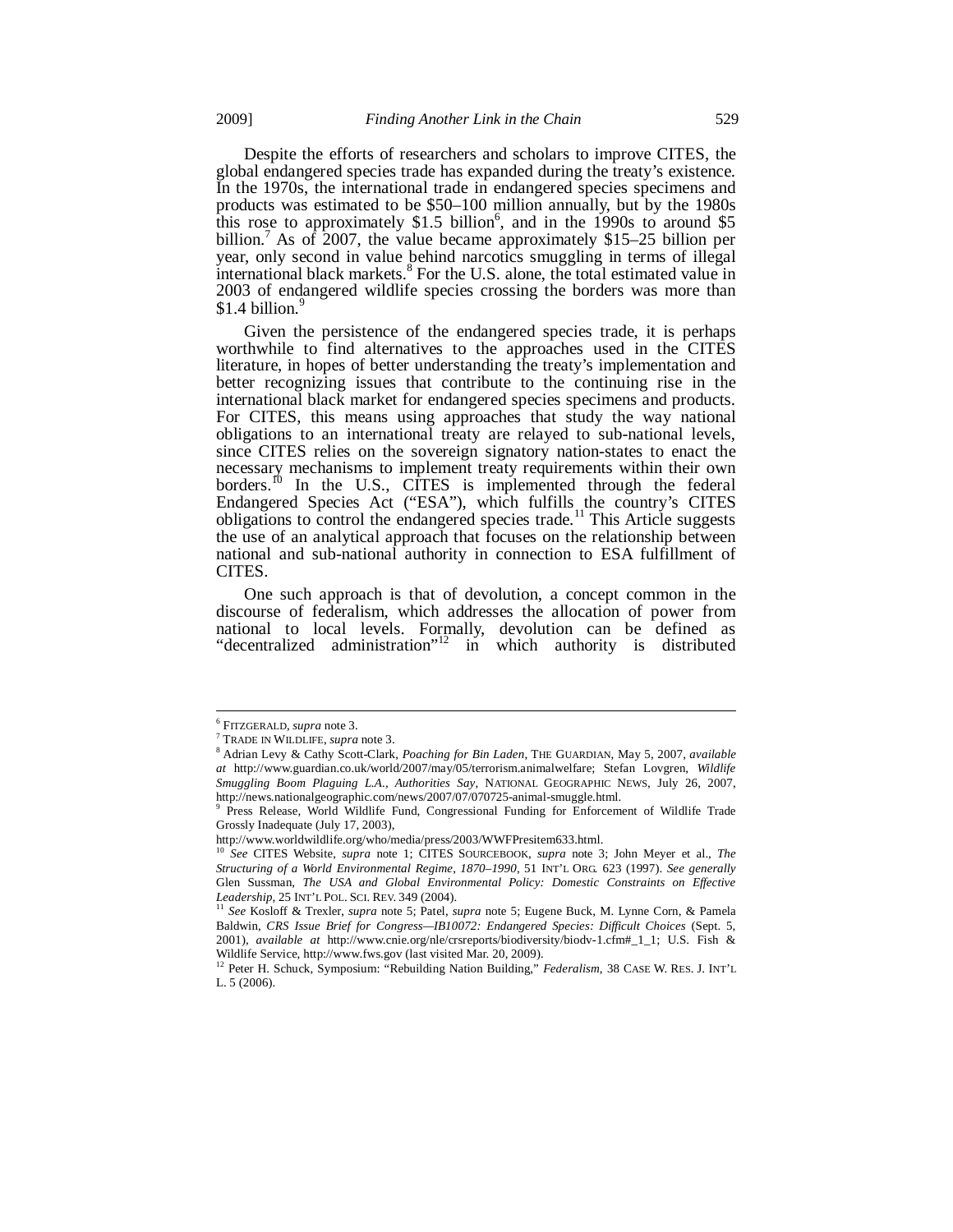Despite the efforts of researchers and scholars to improve CITES, the global endangered species trade has expanded during the treaty's existence. In the 1970s, the international trade in endangered species specimens and products was estimated to be $50–100 million annually, but by the 1980s this rose to approximately $1.5 billion[6], and in the 1990s to around $5 billion.[7] As of 2007, the value became approximately $15–25 billion per year, only second in value behind narcotics smuggling in terms of illegal international black markets.[8] For the U.S. alone, the total estimated value in 2003 of endangered wildlife species crossing the borders was more than $1.4 billion.[9]

Given the persistence of the endangered species trade, it is perhaps worthwhile to find alternatives to the approaches used in the CITES literature, in hopes of better understanding the treaty's implementation and better recognizing issues that contribute to the continuing rise in the international black market for endangered species specimens and products. For CITES, this means using approaches that study the way national obligations to an international treaty are relayed to sub-national levels, since CITES relies on the sovereign signatory nation-states to enact the necessary mechanisms to implement treaty requirements within their own borders.[10] In the U.S., CITES is implemented through the federal Endangered Species Act ("ESA"), which fulfills the country's CITES obligations to control the endangered species trade.[11] This Article suggests the use of an analytical approach that focuses on the relationship between national and sub-national authority in connection to ESA fulfillment of CITES.

One such approach is that of devolution, a concept common in the discourse of federalism, which addresses the allocation of power from national to local levels. Formally, devolution can be defined as "decentralized administration"[12] in which authority is distributed

---

[6] FITZGERALD, *supra* note 3.

[7] TRADE IN WILDLIFE, *supra* note 3.

[8] Adrian Levy & Cathy Scott-Clark, *Poaching for Bin Laden*, THE GUARDIAN, May 5, 2007, *available at* http://www.guardian.co.uk/world/2007/may/05/terrorism.animalwelfare; Stefan Lovgren, *Wildlife Smuggling Boom Plaguing L.A., Authorities Say*, NATIONAL GEOGRAPHIC NEWS, July 26, 2007, http://news.nationalgeographic.com/news/2007/07/070725-animal-smuggle.html.

[9] Press Release, World Wildlife Fund, Congressional Funding for Enforcement of Wildlife Trade Grossly Inadequate (July 17, 2003), http://www.worldwildlife.org/who/media/press/2003/WWFPresitem633.html.

[10] *See* CITES Website, *supra* note 1; CITES SOURCEBOOK, *supra* note 3; John Meyer et al., *The Structuring of a World Environmental Regime, 1870–1990*, 51 INT'L ORG. 623 (1997). *See generally* Glen Sussman, *The USA and Global Environmental Policy: Domestic Constraints on Effective Leadership*, 25 INT'L POL. SCI. REV. 349 (2004).

[11] *See* Kosloff & Trexler, *supra* note 5; Patel, *supra* note 5; Eugene Buck, M. Lynne Corn, & Pamela Baldwin, *CRS Issue Brief for Congress—IB10072: Endangered Species: Difficult Choices* (Sept. 5, 2001), *available at* http://www.cnie.org/nle/crsreports/biodiversity/biodv-1.cfm#_1_1; U.S. Fish & Wildlife Service, http://www.fws.gov (last visited Mar. 20, 2009).

[12] Peter H. Schuck, Symposium: "Rebuilding Nation Building," *Federalism*, 38 CASE W. RES. J. INT'L L. 5 (2006).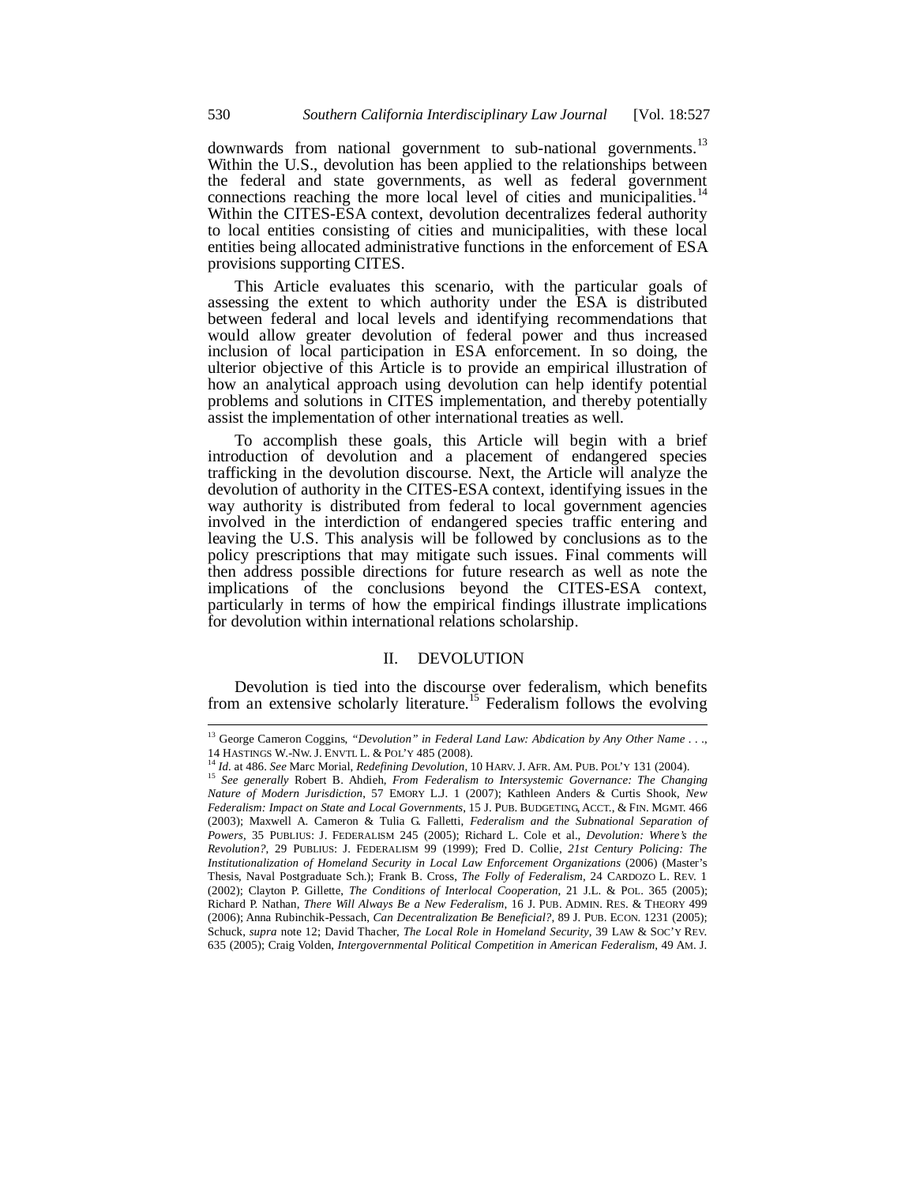downwards from national government to sub-national governments.[13] Within the U.S., devolution has been applied to the relationships between the federal and state governments, as well as federal government connections reaching the more local level of cities and municipalities.[14] Within the CITES-ESA context, devolution decentralizes federal authority to local entities consisting of cities and municipalities, with these local entities being allocated administrative functions in the enforcement of ESA provisions supporting CITES.

This Article evaluates this scenario, with the particular goals of assessing the extent to which authority under the ESA is distributed between federal and local levels and identifying recommendations that would allow greater devolution of federal power and thus increased inclusion of local participation in ESA enforcement. In so doing, the ulterior objective of this Article is to provide an empirical illustration of how an analytical approach using devolution can help identify potential problems and solutions in CITES implementation, and thereby potentially assist the implementation of other international treaties as well.

To accomplish these goals, this Article will begin with a brief introduction of devolution and a placement of endangered species trafficking in the devolution discourse. Next, the Article will analyze the devolution of authority in the CITES-ESA context, identifying issues in the way authority is distributed from federal to local government agencies involved in the interdiction of endangered species traffic entering and leaving the U.S. This analysis will be followed by conclusions as to the policy prescriptions that may mitigate such issues. Final comments will then address possible directions for future research as well as note the implications of the conclusions beyond the CITES-ESA context, particularly in terms of how the empirical findings illustrate implications for devolution within international relations scholarship.

## II. DEVOLUTION

Devolution is tied into the discourse over federalism, which benefits from an extensive scholarly literature.[15] Federalism follows the evolving

---

[13] George Cameron Coggins, *"Devolution" in Federal Land Law: Abdication by Any Other Name . . .*, 14 HASTINGS W.-NW. J. ENVTL L. & POL'Y 485 (2008).

[14] *Id.* at 486. *See* Marc Morial, *Redefining Devolution*, 10 HARV. J. AFR. AM. PUB. POL'Y 131 (2004).

[15] *See generally* Robert B. Ahdieh, *From Federalism to Intersystemic Governance: The Changing Nature of Modern Jurisdiction*, 57 EMORY L.J. 1 (2007); Kathleen Anders & Curtis Shook, *New Federalism: Impact on State and Local Governments*, 15 J. PUB. BUDGETING, ACCT., & FIN. MGMT. 466 (2003); Maxwell A. Cameron & Tulia G. Falletti, *Federalism and the Subnational Separation of Powers*, 35 PUBLIUS: J. FEDERALISM 245 (2005); Richard L. Cole et al., *Devolution: Where's the Revolution?*, 29 PUBLIUS: J. FEDERALISM 99 (1999); Fred D. Collie, *21st Century Policing: The Institutionalization of Homeland Security in Local Law Enforcement Organizations* (2006) (Master's Thesis, Naval Postgraduate Sch.); Frank B. Cross, *The Folly of Federalism*, 24 CARDOZO L. REV. 1 (2002); Clayton P. Gillette, *The Conditions of Interlocal Cooperation*, 21 J.L. & POL. 365 (2005); Richard P. Nathan, *There Will Always Be a New Federalism*, 16 J. PUB. ADMIN. RES. & THEORY 499 (2006); Anna Rubinchik-Pessach, *Can Decentralization Be Beneficial?*, 89 J. PUB. ECON. 1231 (2005); Schuck, *supra* note 12; David Thacher, *The Local Role in Homeland Security*, 39 LAW & SOC'Y REV. 635 (2005); Craig Volden, *Intergovernmental Political Competition in American Federalism*, 49 AM. J.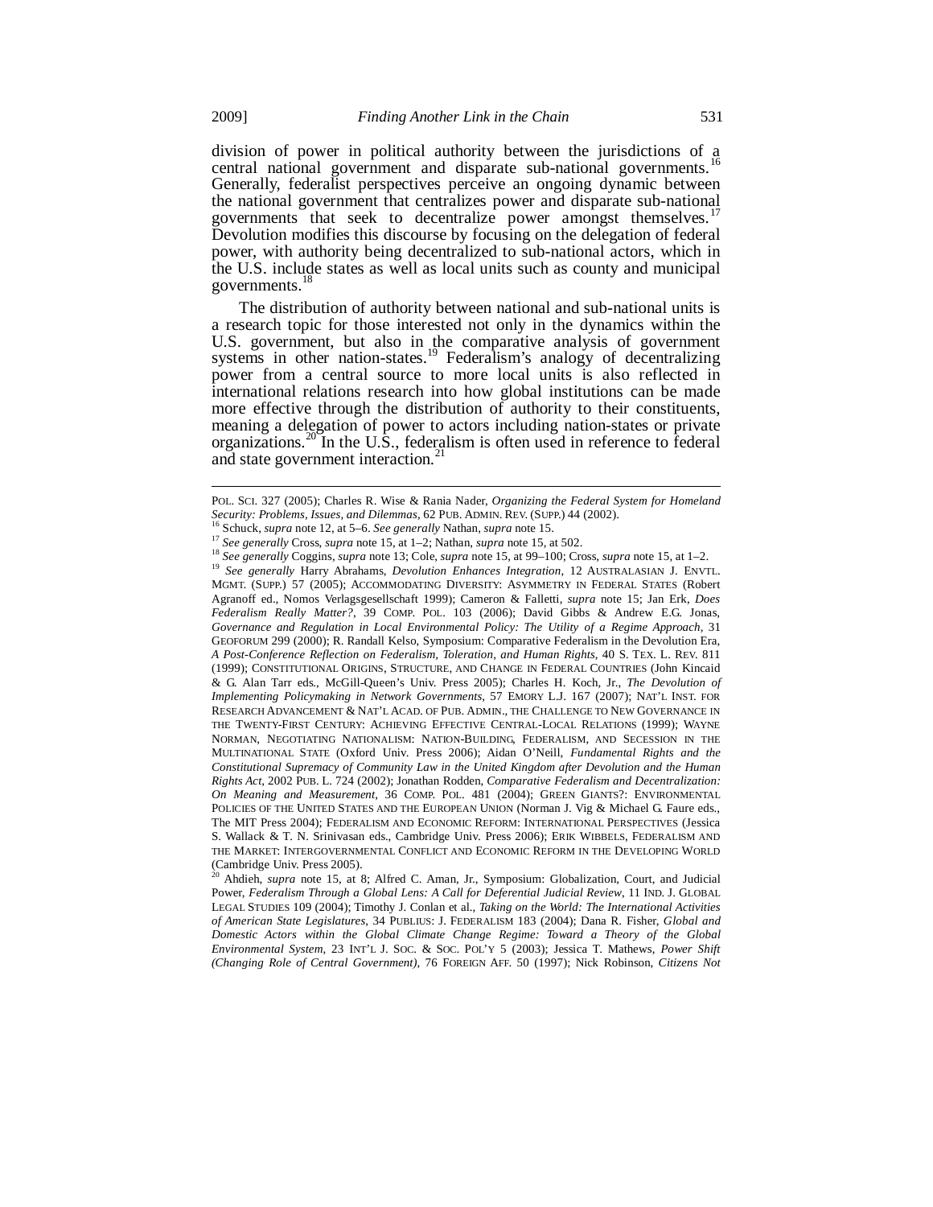division of power in political authority between the jurisdictions of a central national government and disparate sub-national governments.[16] Generally, federalist perspectives perceive an ongoing dynamic between the national government that centralizes power and disparate sub-national governments that seek to decentralize power amongst themselves.[17] Devolution modifies this discourse by focusing on the delegation of federal power, with authority being decentralized to sub-national actors, which in the U.S. include states as well as local units such as county and municipal governments.[18]

The distribution of authority between national and sub-national units is a research topic for those interested not only in the dynamics within the U.S. government, but also in the comparative analysis of government systems in other nation-states.[19] Federalism's analogy of decentralizing power from a central source to more local units is also reflected in international relations research into how global institutions can be made more effective through the distribution of authority to their constituents, meaning a delegation of power to actors including nation-states or private organizations.[20] In the U.S., federalism is often used in reference to federal and state government interaction.[21]

---

POL. SCI. 327 (2005); Charles R. Wise & Rania Nader, *Organizing the Federal System for Homeland Security: Problems, Issues, and Dilemmas*, 62 PUB. ADMIN. REV. (SUPP.) 44 (2002).

[16] Schuck, *supra* note 12, at 5–6. *See generally* Nathan, *supra* note 15.

[17] *See generally* Cross, *supra* note 15, at 1–2; Nathan, *supra* note 15, at 502.

[18] *See generally* Coggins, *supra* note 13; Cole, *supra* note 15, at 99–100; Cross, *supra* note 15, at 1–2.

[19] *See generally* Harry Abrahams, *Devolution Enhances Integration*, 12 AUSTRALASIAN J. ENVTL. MGMT. (SUPP.) 57 (2005); ACCOMMODATING DIVERSITY: ASYMMETRY IN FEDERAL STATES (Robert Agranoff ed., Nomos Verlagsgesellschaft 1999); Cameron & Falletti, *supra* note 15; Jan Erk, *Does Federalism Really Matter?*, 39 COMP. POL. 103 (2006); David Gibbs & Andrew E.G. Jonas, *Governance and Regulation in Local Environmental Policy: The Utility of a Regime Approach*, 31 GEOFORUM 299 (2000); R. Randall Kelso, Symposium: Comparative Federalism in the Devolution Era, *A Post-Conference Reflection on Federalism, Toleration, and Human Rights*, 40 S. TEX. L. REV. 811 (1999); CONSTITUTIONAL ORIGINS, STRUCTURE, AND CHANGE IN FEDERAL COUNTRIES (John Kincaid & G. Alan Tarr eds., McGill-Queen's Univ. Press 2005); Charles H. Koch, Jr., *The Devolution of Implementing Policymaking in Network Governments*, 57 EMORY L.J. 167 (2007); NAT'L INST. FOR RESEARCH ADVANCEMENT & NAT'L ACAD. OF PUB. ADMIN., THE CHALLENGE TO NEW GOVERNANCE IN THE TWENTY-FIRST CENTURY: ACHIEVING EFFECTIVE CENTRAL-LOCAL RELATIONS (1999); WAYNE NORMAN, NEGOTIATING NATIONALISM: NATION-BUILDING, FEDERALISM, AND SECESSION IN THE MULTINATIONAL STATE (Oxford Univ. Press 2006); Aidan O'Neill, *Fundamental Rights and the Constitutional Supremacy of Community Law in the United Kingdom after Devolution and the Human Rights Act*, 2002 PUB. L. 724 (2002); Jonathan Rodden, *Comparative Federalism and Decentralization: On Meaning and Measurement*, 36 COMP. POL. 481 (2004); GREEN GIANTS?: ENVIRONMENTAL POLICIES OF THE UNITED STATES AND THE EUROPEAN UNION (Norman J. Vig & Michael G. Faure eds., The MIT Press 2004); FEDERALISM AND ECONOMIC REFORM: INTERNATIONAL PERSPECTIVES (Jessica S. Wallack & T. N. Srinivasan eds., Cambridge Univ. Press 2006); ERIK WIBBELS, FEDERALISM AND THE MARKET: INTERGOVERNMENTAL CONFLICT AND ECONOMIC REFORM IN THE DEVELOPING WORLD (Cambridge Univ. Press 2005).

[20] Ahdieh, *supra* note 15, at 8; Alfred C. Aman, Jr., Symposium: Globalization, Court, and Judicial Power, *Federalism Through a Global Lens: A Call for Deferential Judicial Review*, 11 IND. J. GLOBAL LEGAL STUDIES 109 (2004); Timothy J. Conlan et al., *Taking on the World: The International Activities of American State Legislatures*, 34 PUBLIUS: J. FEDERALISM 183 (2004); Dana R. Fisher, *Global and Domestic Actors within the Global Climate Change Regime: Toward a Theory of the Global Environmental System*, 23 INT'L J. SOC. & SOC. POL'Y 5 (2003); Jessica T. Mathews, *Power Shift (Changing Role of Central Government)*, 76 FOREIGN AFF. 50 (1997); Nick Robinson, *Citizens Not*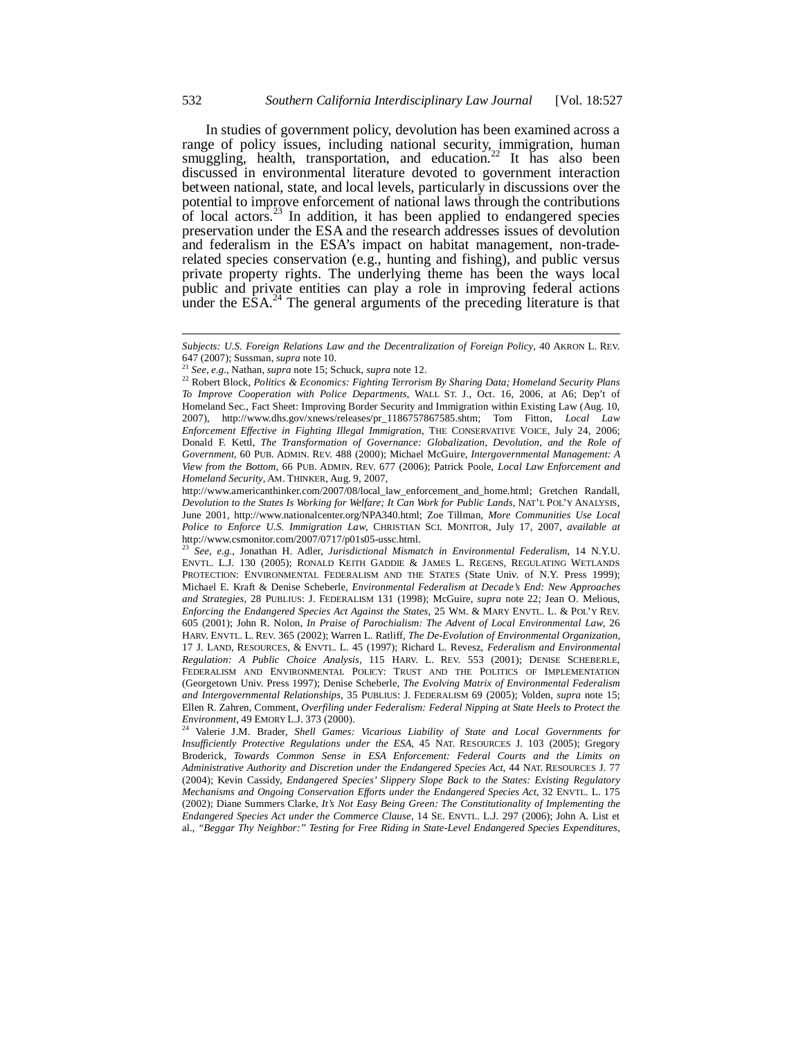In studies of government policy, devolution has been examined across a range of policy issues, including national security, immigration, human smuggling, health, transportation, and education.[22] It has also been discussed in environmental literature devoted to government interaction between national, state, and local levels, particularly in discussions over the potential to improve enforcement of national laws through the contributions of local actors.[23] In addition, it has been applied to endangered species preservation under the ESA and the research addresses issues of devolution and federalism in the ESA's impact on habitat management, non-trade-related species conservation (e.g., hunting and fishing), and public versus private property rights. The underlying theme has been the ways local public and private entities can play a role in improving federal actions under the ESA.[24] The general arguments of the preceding literature is that

---

*Subjects: U.S. Foreign Relations Law and the Decentralization of Foreign Policy*, 40 AKRON L. REV. 647 (2007); Sussman, *supra* note 10.

[21] *See, e.g.*, Nathan, *supra* note 15; Schuck, *supra* note 12.

[22] Robert Block, *Politics & Economics: Fighting Terrorism By Sharing Data; Homeland Security Plans To Improve Cooperation with Police Departments*, WALL ST. J., Oct. 16, 2006, at A6; Dep't of Homeland Sec., Fact Sheet: Improving Border Security and Immigration within Existing Law (Aug. 10, 2007), http://www.dhs.gov/xnews/releases/pr_1186757867585.shtm; Tom Fitton, *Local Law Enforcement Effective in Fighting Illegal Immigration*, THE CONSERVATIVE VOICE, July 24, 2006; Donald F. Kettl, *The Transformation of Governance: Globalization, Devolution, and the Role of Government*, 60 PUB. ADMIN. REV. 488 (2000); Michael McGuire, *Intergovernmental Management: A View from the Bottom*, 66 PUB. ADMIN. REV. 677 (2006); Patrick Poole, *Local Law Enforcement and Homeland Security*, AM. THINKER, Aug. 9, 2007, http://www.americanthinker.com/2007/08/local_law_enforcement_and_home.html; Gretchen Randall, *Devolution to the States Is Working for Welfare; It Can Work for Public Lands*, NAT'L POL'Y ANALYSIS, June 2001, http://www.nationalcenter.org/NPA340.html; Zoe Tillman, *More Communities Use Local Police to Enforce U.S. Immigration Law*, CHRISTIAN SCI. MONITOR, July 17, 2007, *available at* http://www.csmonitor.com/2007/0717/p01s05-ussc.html.

[23] *See, e.g.*, Jonathan H. Adler, *Jurisdictional Mismatch in Environmental Federalism*, 14 N.Y.U. ENVTL. L.J. 130 (2005); RONALD KEITH GADDIE & JAMES L. REGENS, REGULATING WETLANDS PROTECTION: ENVIRONMENTAL FEDERALISM AND THE STATES (State Univ. of N.Y. Press 1999); Michael E. Kraft & Denise Scheberle, *Environmental Federalism at Decade's End: New Approaches and Strategies*, 28 PUBLIUS: J. FEDERALISM 131 (1998); McGuire, *supra* note 22; Jean O. Melious, *Enforcing the Endangered Species Act Against the States*, 25 WM. & MARY ENVTL. L. & POL'Y REV. 605 (2001); John R. Nolon, *In Praise of Parochialism: The Advent of Local Environmental Law*, 26 HARV. ENVTL. L. REV. 365 (2002); Warren L. Ratliff, *The De-Evolution of Environmental Organization*, 17 J. LAND, RESOURCES, & ENVTL. L. 45 (1997); Richard L. Revesz, *Federalism and Environmental Regulation: A Public Choice Analysis*, 115 HARV. L. REV. 553 (2001); DENISE SCHEBERLE, FEDERALISM AND ENVIRONMENTAL POLICY: TRUST AND THE POLITICS OF IMPLEMENTATION (Georgetown Univ. Press 1997); Denise Scheberle, *The Evolving Matrix of Environmental Federalism and Intergovernmental Relationships*, 35 PUBLIUS: J. FEDERALISM 69 (2005); Volden, *supra* note 15; Ellen R. Zahren, Comment, *Overfiling under Federalism: Federal Nipping at State Heels to Protect the Environment*, 49 EMORY L.J. 373 (2000).

[24] Valerie J.M. Brader, *Shell Games: Vicarious Liability of State and Local Governments for Insufficiently Protective Regulations under the ESA*, 45 NAT. RESOURCES J. 103 (2005); Gregory Broderick, *Towards Common Sense in ESA Enforcement: Federal Courts and the Limits on Administrative Authority and Discretion under the Endangered Species Act*, 44 NAT. RESOURCES J. 77 (2004); Kevin Cassidy, *Endangered Species' Slippery Slope Back to the States: Existing Regulatory Mechanisms and Ongoing Conservation Efforts under the Endangered Species Act*, 32 ENVTL. L. 175 (2002); Diane Summers Clarke, *It's Not Easy Being Green: The Constitutionality of Implementing the Endangered Species Act under the Commerce Clause*, 14 SE. ENVTL. L.J. 297 (2006); John A. List et al., *"Beggar Thy Neighbor:" Testing for Free Riding in State-Level Endangered Species Expenditures*,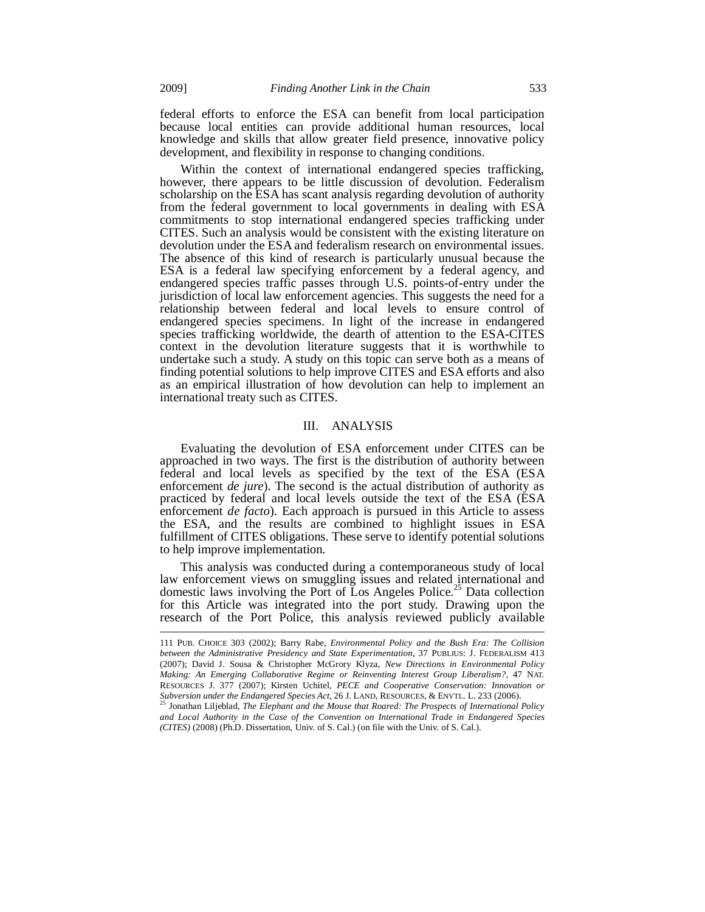federal efforts to enforce the ESA can benefit from local participation because local entities can provide additional human resources, local knowledge and skills that allow greater field presence, innovative policy development, and flexibility in response to changing conditions.

Within the context of international endangered species trafficking, however, there appears to be little discussion of devolution. Federalism scholarship on the ESA has scant analysis regarding devolution of authority from the federal government to local governments in dealing with ESA commitments to stop international endangered species trafficking under CITES. Such an analysis would be consistent with the existing literature on devolution under the ESA and federalism research on environmental issues. The absence of this kind of research is particularly unusual because the ESA is a federal law specifying enforcement by a federal agency, and endangered species traffic passes through U.S. points-of-entry under the jurisdiction of local law enforcement agencies. This suggests the need for a relationship between federal and local levels to ensure control of endangered species specimens. In light of the increase in endangered species trafficking worldwide, the dearth of attention to the ESA-CITES context in the devolution literature suggests that it is worthwhile to undertake such a study. A study on this topic can serve both as a means of finding potential solutions to help improve CITES and ESA efforts and also as an empirical illustration of how devolution can help to implement an international treaty such as CITES.

## III. ANALYSIS

Evaluating the devolution of ESA enforcement under CITES can be approached in two ways. The first is the distribution of authority between federal and local levels as specified by the text of the ESA (ESA enforcement *de jure*). The second is the actual distribution of authority as practiced by federal and local levels outside the text of the ESA (ESA enforcement *de facto*). Each approach is pursued in this Article to assess the ESA, and the results are combined to highlight issues in ESA fulfillment of CITES obligations. These serve to identify potential solutions to help improve implementation.

This analysis was conducted during a contemporaneous study of local law enforcement views on smuggling issues and related international and domestic laws involving the Port of Los Angeles Police.[25] Data collection for this Article was integrated into the port study. Drawing upon the research of the Port Police, this analysis reviewed publicly available

---

111 PUB. CHOICE 303 (2002); Barry Rabe, *Environmental Policy and the Bush Era: The Collision between the Administrative Presidency and State Experimentation*, 37 PUBLIUS: J. FEDERALISM 413 (2007); David J. Sousa & Christopher McGrory Klyza, *New Directions in Environmental Policy Making: An Emerging Collaborative Regime or Reinventing Interest Group Liberalism?*, 47 NAT. RESOURCES J. 377 (2007); Kirsten Uchitel, *PECE and Cooperative Conservation: Innovation or Subversion under the Endangered Species Act*, 26 J. LAND, RESOURCES, & ENVTL. L. 233 (2006).

[25] Jonathan Liljeblad, *The Elephant and the Mouse that Roared: The Prospects of International Policy and Local Authority in the Case of the Convention on International Trade in Endangered Species (CITES)* (2008) (Ph.D. Dissertation, Univ. of S. Cal.) (on file with the Univ. of S. Cal.).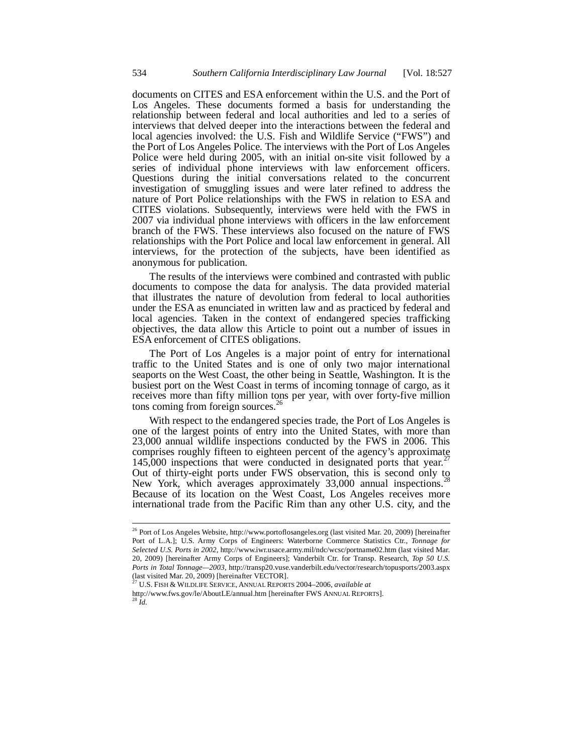documents on CITES and ESA enforcement within the U.S. and the Port of Los Angeles. These documents formed a basis for understanding the relationship between federal and local authorities and led to a series of interviews that delved deeper into the interactions between the federal and local agencies involved: the U.S. Fish and Wildlife Service ("FWS") and the Port of Los Angeles Police. The interviews with the Port of Los Angeles Police were held during 2005, with an initial on-site visit followed by a series of individual phone interviews with law enforcement officers. Questions during the initial conversations related to the concurrent investigation of smuggling issues and were later refined to address the nature of Port Police relationships with the FWS in relation to ESA and CITES violations. Subsequently, interviews were held with the FWS in 2007 via individual phone interviews with officers in the law enforcement branch of the FWS. These interviews also focused on the nature of FWS relationships with the Port Police and local law enforcement in general. All interviews, for the protection of the subjects, have been identified as anonymous for publication.

The results of the interviews were combined and contrasted with public documents to compose the data for analysis. The data provided material that illustrates the nature of devolution from federal to local authorities under the ESA as enunciated in written law and as practiced by federal and local agencies. Taken in the context of endangered species trafficking objectives, the data allow this Article to point out a number of issues in ESA enforcement of CITES obligations.

The Port of Los Angeles is a major point of entry for international traffic to the United States and is one of only two major international seaports on the West Coast, the other being in Seattle, Washington. It is the busiest port on the West Coast in terms of incoming tonnage of cargo, as it receives more than fifty million tons per year, with over forty-five million tons coming from foreign sources.[26]

With respect to the endangered species trade, the Port of Los Angeles is one of the largest points of entry into the United States, with more than 23,000 annual wildlife inspections conducted by the FWS in 2006. This comprises roughly fifteen to eighteen percent of the agency's approximate 145,000 inspections that were conducted in designated ports that year.[27] Out of thirty-eight ports under FWS observation, this is second only to New York, which averages approximately 33,000 annual inspections.[28] Because of its location on the West Coast, Los Angeles receives more international trade from the Pacific Rim than any other U.S. city, and the

---

[26] Port of Los Angeles Website, http://www.portoflosangeles.org (last visited Mar. 20, 2009) [hereinafter Port of L.A.]; U.S. Army Corps of Engineers: Waterborne Commerce Statistics Ctr., *Tonnage for Selected U.S. Ports in 2002*, http://www.iwr.usace.army.mil/ndc/wcsc/portname02.htm (last visited Mar. 20, 2009) [hereinafter Army Corps of Engineers]; Vanderbilt Ctr. for Transp. Research, *Top 50 U.S. Ports in Total Tonnage—2003*, http://transp20.vuse.vanderbilt.edu/vector/research/topusports/2003.aspx (last visited Mar. 20, 2009) [hereinafter VECTOR].

[27] U.S. FISH & WILDLIFE SERVICE, ANNUAL REPORTS 2004–2006, *available at* http://www.fws.gov/le/AboutLE/annual.htm [hereinafter FWS ANNUAL REPORTS].

[28] *Id.*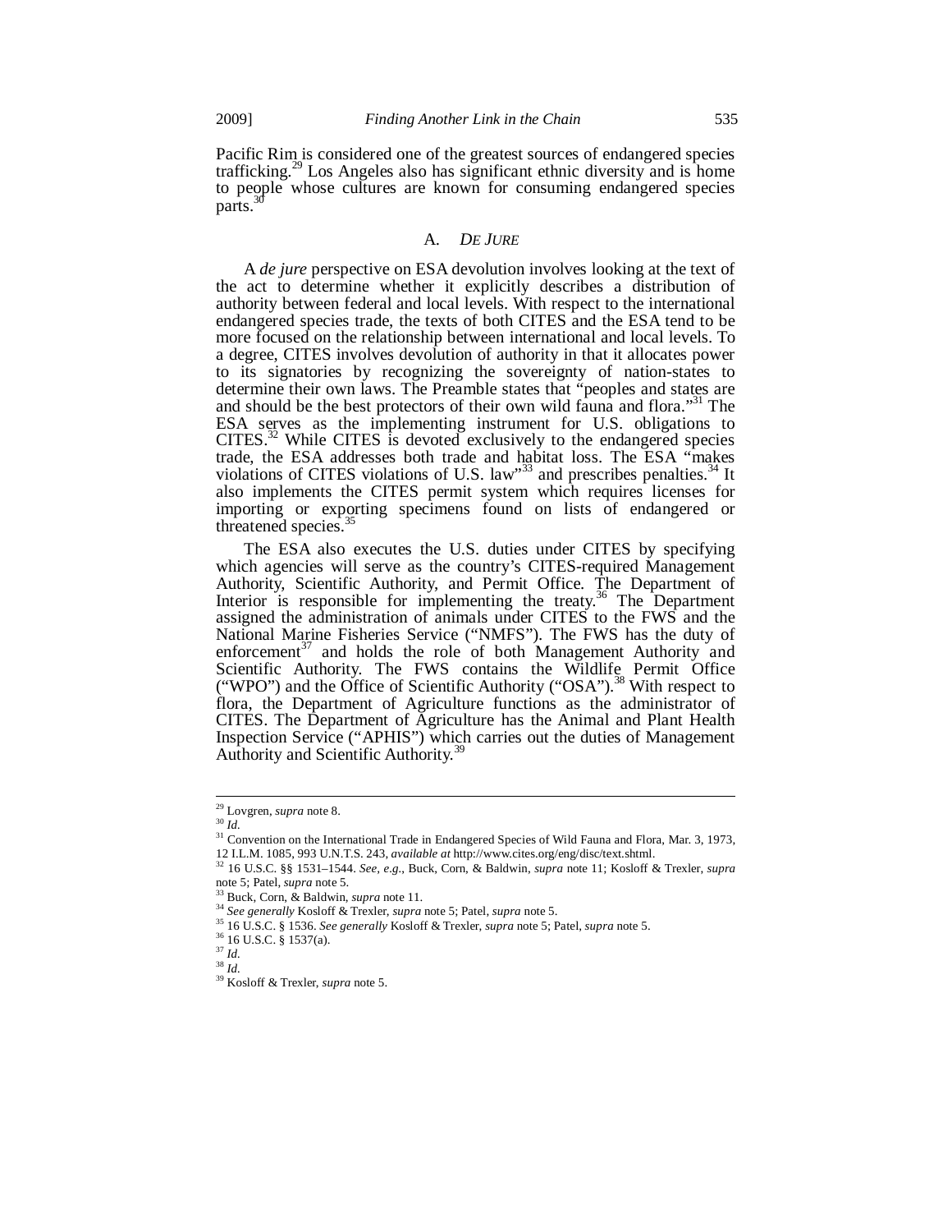Pacific Rim is considered one of the greatest sources of endangered species trafficking.[29] Los Angeles also has significant ethnic diversity and is home to people whose cultures are known for consuming endangered species parts.[30]

### A. *DE JURE*

A *de jure* perspective on ESA devolution involves looking at the text of the act to determine whether it explicitly describes a distribution of authority between federal and local levels. With respect to the international endangered species trade, the texts of both CITES and the ESA tend to be more focused on the relationship between international and local levels. To a degree, CITES involves devolution of authority in that it allocates power to its signatories by recognizing the sovereignty of nation-states to determine their own laws. The Preamble states that "peoples and states are and should be the best protectors of their own wild fauna and flora."[31] The ESA serves as the implementing instrument for U.S. obligations to CITES.[32] While CITES is devoted exclusively to the endangered species trade, the ESA addresses both trade and habitat loss. The ESA "makes violations of CITES violations of U.S. law"[33] and prescribes penalties.[34] It also implements the CITES permit system which requires licenses for importing or exporting specimens found on lists of endangered or threatened species.[35]

The ESA also executes the U.S. duties under CITES by specifying which agencies will serve as the country's CITES-required Management Authority, Scientific Authority, and Permit Office. The Department of Interior is responsible for implementing the treaty.[36] The Department assigned the administration of animals under CITES to the FWS and the National Marine Fisheries Service ("NMFS"). The FWS has the duty of enforcement[37] and holds the role of both Management Authority and Scientific Authority. The FWS contains the Wildlife Permit Office ("WPO") and the Office of Scientific Authority ("OSA").[38] With respect to flora, the Department of Agriculture functions as the administrator of CITES. The Department of Agriculture has the Animal and Plant Health Inspection Service ("APHIS") which carries out the duties of Management Authority and Scientific Authority.[39]

---

[29] Lovgren, *supra* note 8.

[30] *Id.*

[31] Convention on the International Trade in Endangered Species of Wild Fauna and Flora, Mar. 3, 1973, 12 I.L.M. 1085, 993 U.N.T.S. 243, *available at* http://www.cites.org/eng/disc/text.shtml.

[32] 16 U.S.C. §§ 1531–1544. *See, e.g.*, Buck, Corn, & Baldwin, *supra* note 11; Kosloff & Trexler, *supra* note 5; Patel, *supra* note 5.

[33] Buck, Corn, & Baldwin, *supra* note 11.

[34] *See generally* Kosloff & Trexler, *supra* note 5; Patel, *supra* note 5.

[35] 16 U.S.C. § 1536. *See generally* Kosloff & Trexler, *supra* note 5; Patel, *supra* note 5.

[36] 16 U.S.C. § 1537(a).

[37] *Id.*

[38] *Id.*

[39] Kosloff & Trexler, *supra* note 5.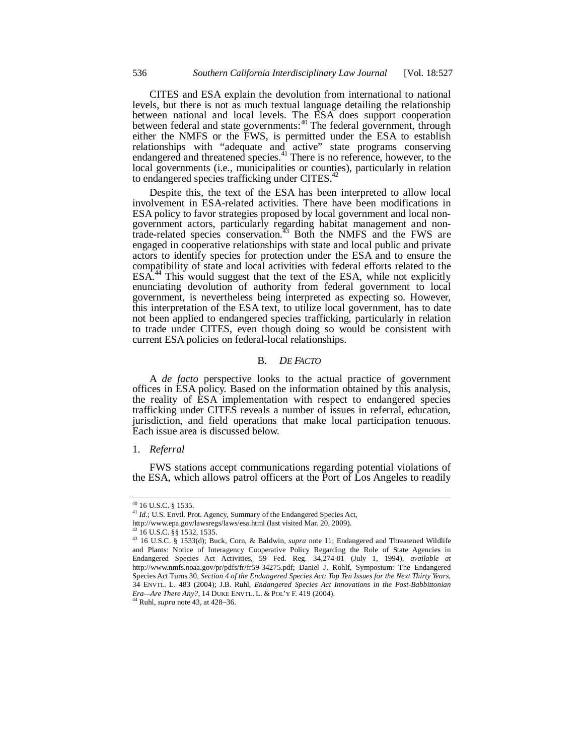CITES and ESA explain the devolution from international to national levels, but there is not as much textual language detailing the relationship between national and local levels. The ESA does support cooperation between federal and state governments:[40] The federal government, through either the NMFS or the FWS, is permitted under the ESA to establish relationships with "adequate and active" state programs conserving endangered and threatened species.[41] There is no reference, however, to the local governments (i.e., municipalities or counties), particularly in relation to endangered species trafficking under CITES.[42]

Despite this, the text of the ESA has been interpreted to allow local involvement in ESA-related activities. There have been modifications in ESA policy to favor strategies proposed by local government and local non-government actors, particularly regarding habitat management and non-trade-related species conservation.[43] Both the NMFS and the FWS are engaged in cooperative relationships with state and local public and private actors to identify species for protection under the ESA and to ensure the compatibility of state and local activities with federal efforts related to the ESA.[44] This would suggest that the text of the ESA, while not explicitly enunciating devolution of authority from federal government to local government, is nevertheless being interpreted as expecting so. However, this interpretation of the ESA text, to utilize local government, has to date not been applied to endangered species trafficking, particularly in relation to trade under CITES, even though doing so would be consistent with current ESA policies on federal-local relationships.

### B. *DE FACTO*

A *de facto* perspective looks to the actual practice of government offices in ESA policy. Based on the information obtained by this analysis, the reality of ESA implementation with respect to endangered species trafficking under CITES reveals a number of issues in referral, education, jurisdiction, and field operations that make local participation tenuous. Each issue area is discussed below.

#### 1. *Referral*

FWS stations accept communications regarding potential violations of the ESA, which allows patrol officers at the Port of Los Angeles to readily

---

[40] 16 U.S.C. § 1535.

[41] *Id.*; U.S. Envtl. Prot. Agency, Summary of the Endangered Species Act, http://www.epa.gov/lawsregs/laws/esa.html (last visited Mar. 20, 2009).

[42] 16 U.S.C. §§ 1532, 1535.

[43] 16 U.S.C. § 1533(d); Buck, Corn, & Baldwin, *supra* note 11; Endangered and Threatened Wildlife and Plants: Notice of Interagency Cooperative Policy Regarding the Role of State Agencies in Endangered Species Act Activities, 59 Fed. Reg. 34,274-01 (July 1, 1994), *available at* http://www.nmfs.noaa.gov/pr/pdfs/fr/fr59-34275.pdf; Daniel J. Rohlf, Symposium: The Endangered Species Act Turns 30, *Section 4 of the Endangered Species Act: Top Ten Issues for the Next Thirty Years*, 34 ENVTL. L. 483 (2004); J.B. Ruhl, *Endangered Species Act Innovations in the Post-Babbittonian Era—Are There Any?*, 14 DUKE ENVTL. L. & POL'Y F. 419 (2004).

[44] Ruhl, *supra* note 43, at 428–36.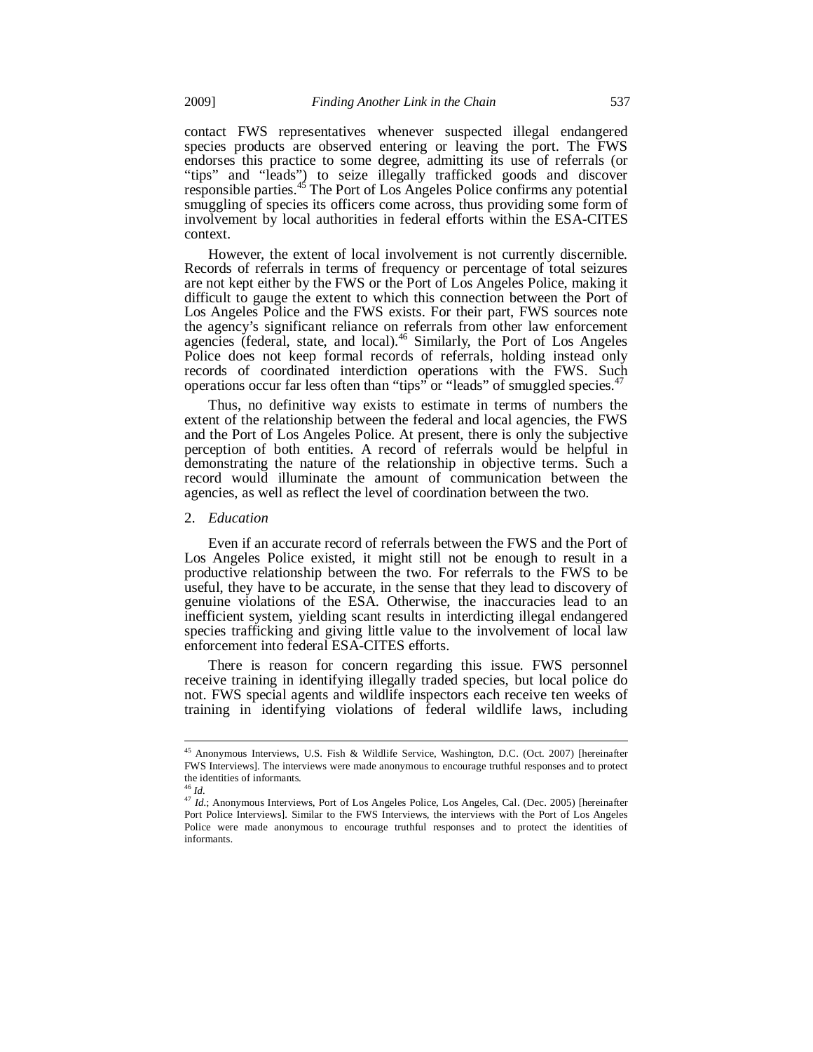contact FWS representatives whenever suspected illegal endangered species products are observed entering or leaving the port. The FWS endorses this practice to some degree, admitting its use of referrals (or "tips" and "leads") to seize illegally trafficked goods and discover responsible parties.[45] The Port of Los Angeles Police confirms any potential smuggling of species its officers come across, thus providing some form of involvement by local authorities in federal efforts within the ESA-CITES context.

However, the extent of local involvement is not currently discernible. Records of referrals in terms of frequency or percentage of total seizures are not kept either by the FWS or the Port of Los Angeles Police, making it difficult to gauge the extent to which this connection between the Port of Los Angeles Police and the FWS exists. For their part, FWS sources note the agency's significant reliance on referrals from other law enforcement agencies (federal, state, and local).[46] Similarly, the Port of Los Angeles Police does not keep formal records of referrals, holding instead only records of coordinated interdiction operations with the FWS. Such operations occur far less often than "tips" or "leads" of smuggled species.[47]

Thus, no definitive way exists to estimate in terms of numbers the extent of the relationship between the federal and local agencies, the FWS and the Port of Los Angeles Police. At present, there is only the subjective perception of both entities. A record of referrals would be helpful in demonstrating the nature of the relationship in objective terms. Such a record would illuminate the amount of communication between the agencies, as well as reflect the level of coordination between the two.

2. *Education*

Even if an accurate record of referrals between the FWS and the Port of Los Angeles Police existed, it might still not be enough to result in a productive relationship between the two. For referrals to the FWS to be useful, they have to be accurate, in the sense that they lead to discovery of genuine violations of the ESA. Otherwise, the inaccuracies lead to an inefficient system, yielding scant results in interdicting illegal endangered species trafficking and giving little value to the involvement of local law enforcement into federal ESA-CITES efforts.

There is reason for concern regarding this issue. FWS personnel receive training in identifying illegally traded species, but local police do not. FWS special agents and wildlife inspectors each receive ten weeks of training in identifying violations of federal wildlife laws, including

---

[45] Anonymous Interviews, U.S. Fish & Wildlife Service, Washington, D.C. (Oct. 2007) [hereinafter FWS Interviews]. The interviews were made anonymous to encourage truthful responses and to protect the identities of informants.

[46] *Id.*

[47] *Id.*; Anonymous Interviews, Port of Los Angeles Police, Los Angeles, Cal. (Dec. 2005) [hereinafter Port Police Interviews]. Similar to the FWS Interviews, the interviews with the Port of Los Angeles Police were made anonymous to encourage truthful responses and to protect the identities of informants.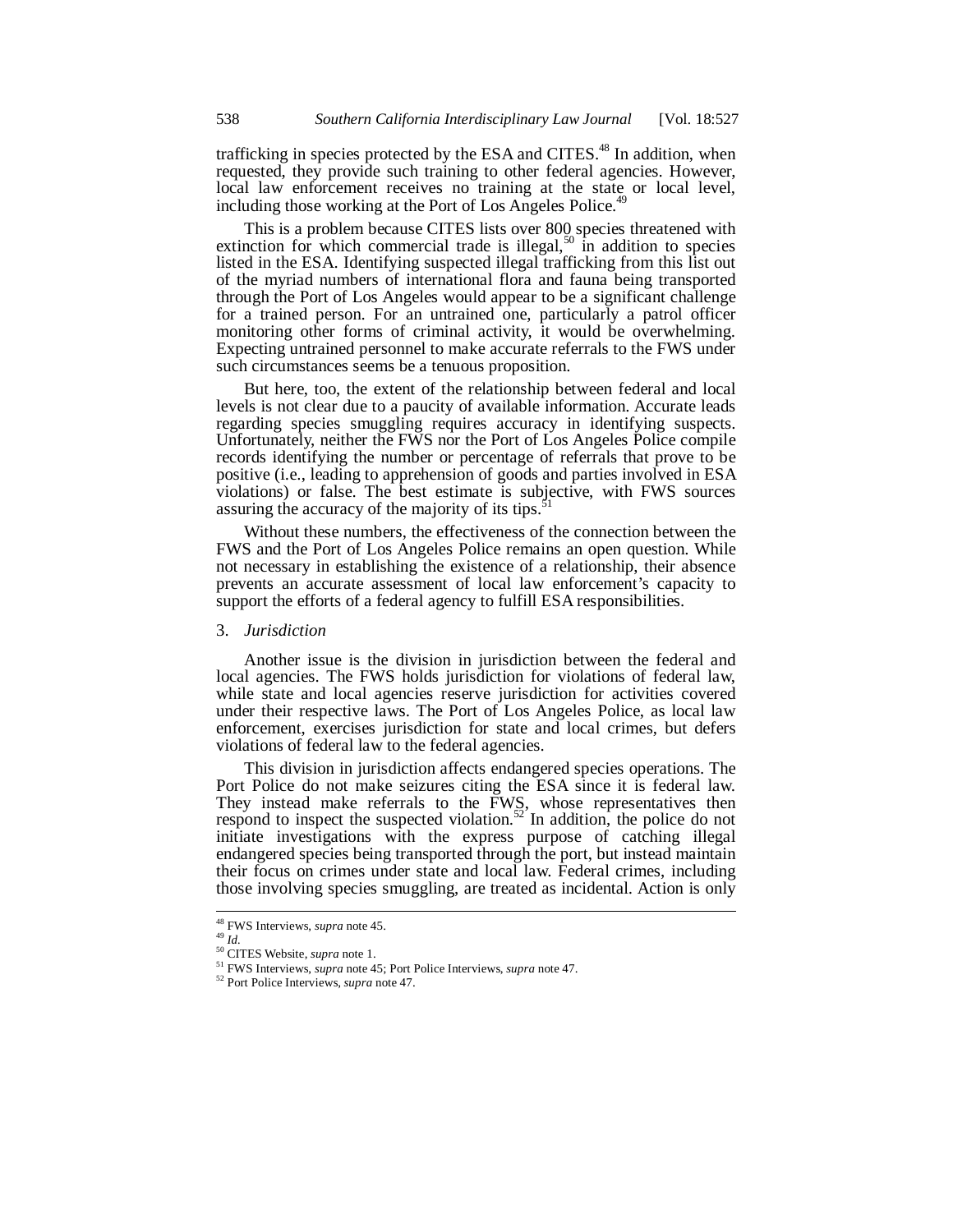trafficking in species protected by the ESA and CITES.[48] In addition, when requested, they provide such training to other federal agencies. However, local law enforcement receives no training at the state or local level, including those working at the Port of Los Angeles Police.[49]

This is a problem because CITES lists over 800 species threatened with extinction for which commercial trade is illegal,[50] in addition to species listed in the ESA. Identifying suspected illegal trafficking from this list out of the myriad numbers of international flora and fauna being transported through the Port of Los Angeles would appear to be a significant challenge for a trained person. For an untrained one, particularly a patrol officer monitoring other forms of criminal activity, it would be overwhelming. Expecting untrained personnel to make accurate referrals to the FWS under such circumstances seems be a tenuous proposition.

But here, too, the extent of the relationship between federal and local levels is not clear due to a paucity of available information. Accurate leads regarding species smuggling requires accuracy in identifying suspects. Unfortunately, neither the FWS nor the Port of Los Angeles Police compile records identifying the number or percentage of referrals that prove to be positive (i.e., leading to apprehension of goods and parties involved in ESA violations) or false. The best estimate is subjective, with FWS sources assuring the accuracy of the majority of its tips.[51]

Without these numbers, the effectiveness of the connection between the FWS and the Port of Los Angeles Police remains an open question. While not necessary in establishing the existence of a relationship, their absence prevents an accurate assessment of local law enforcement's capacity to support the efforts of a federal agency to fulfill ESA responsibilities.

3. *Jurisdiction*

Another issue is the division in jurisdiction between the federal and local agencies. The FWS holds jurisdiction for violations of federal law, while state and local agencies reserve jurisdiction for activities covered under their respective laws. The Port of Los Angeles Police, as local law enforcement, exercises jurisdiction for state and local crimes, but defers violations of federal law to the federal agencies.

This division in jurisdiction affects endangered species operations. The Port Police do not make seizures citing the ESA since it is federal law. They instead make referrals to the FWS, whose representatives then respond to inspect the suspected violation.[52] In addition, the police do not initiate investigations with the express purpose of catching illegal endangered species being transported through the port, but instead maintain their focus on crimes under state and local law. Federal crimes, including those involving species smuggling, are treated as incidental. Action is only

---

[48] FWS Interviews, *supra* note 45.

[49] *Id.*

[50] CITES Website, *supra* note 1.

[51] FWS Interviews, *supra* note 45; Port Police Interviews, *supra* note 47.

[52] Port Police Interviews, *supra* note 47.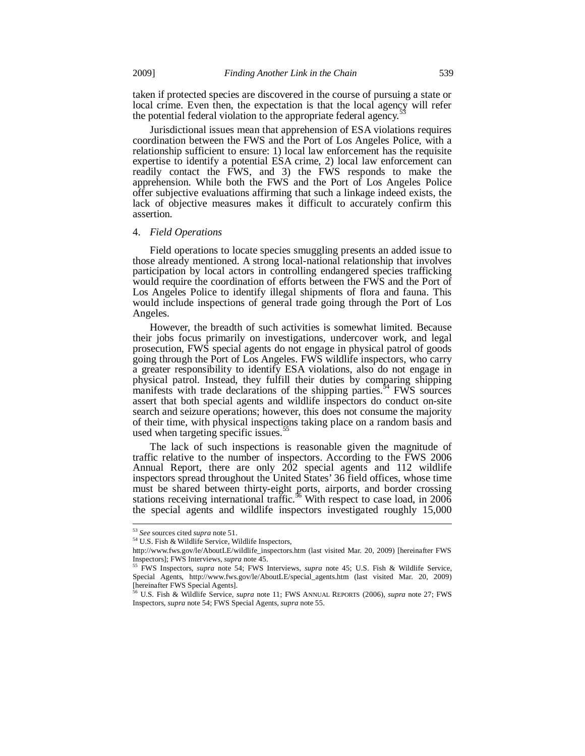taken if protected species are discovered in the course of pursuing a state or local crime. Even then, the expectation is that the local agency will refer the potential federal violation to the appropriate federal agency.[53]

Jurisdictional issues mean that apprehension of ESA violations requires coordination between the FWS and the Port of Los Angeles Police, with a relationship sufficient to ensure: 1) local law enforcement has the requisite expertise to identify a potential ESA crime, 2) local law enforcement can readily contact the FWS, and 3) the FWS responds to make the apprehension. While both the FWS and the Port of Los Angeles Police offer subjective evaluations affirming that such a linkage indeed exists, the lack of objective measures makes it difficult to accurately confirm this assertion.

4. *Field Operations*

Field operations to locate species smuggling presents an added issue to those already mentioned. A strong local-national relationship that involves participation by local actors in controlling endangered species trafficking would require the coordination of efforts between the FWS and the Port of Los Angeles Police to identify illegal shipments of flora and fauna. This would include inspections of general trade going through the Port of Los Angeles.

However, the breadth of such activities is somewhat limited. Because their jobs focus primarily on investigations, undercover work, and legal prosecution, FWS special agents do not engage in physical patrol of goods going through the Port of Los Angeles. FWS wildlife inspectors, who carry a greater responsibility to identify ESA violations, also do not engage in physical patrol. Instead, they fulfill their duties by comparing shipping manifests with trade declarations of the shipping parties.[54] FWS sources assert that both special agents and wildlife inspectors do conduct on-site search and seizure operations; however, this does not consume the majority of their time, with physical inspections taking place on a random basis and used when targeting specific issues.[55]

The lack of such inspections is reasonable given the magnitude of traffic relative to the number of inspectors. According to the FWS 2006 Annual Report, there are only 202 special agents and 112 wildlife inspectors spread throughout the United States' 36 field offices, whose time must be shared between thirty-eight ports, airports, and border crossing stations receiving international traffic.[56] With respect to case load, in 2006 the special agents and wildlife inspectors investigated roughly 15,000

---

[53] *See* sources cited *supra* note 51.

[54] U.S. Fish & Wildlife Service, Wildlife Inspectors, http://www.fws.gov/le/AboutLE/wildlife_inspectors.htm (last visited Mar. 20, 2009) [hereinafter FWS Inspectors]; FWS Interviews, *supra* note 45.

[55] FWS Inspectors, *supra* note 54; FWS Interviews, *supra* note 45; U.S. Fish & Wildlife Service, Special Agents, http://www.fws.gov/le/AboutLE/special_agents.htm (last visited Mar. 20, 2009) [hereinafter FWS Special Agents].

[56] U.S. Fish & Wildlife Service, *supra* note 11; FWS ANNUAL REPORTS (2006), *supra* note 27; FWS Inspectors, *supra* note 54; FWS Special Agents, *supra* note 55.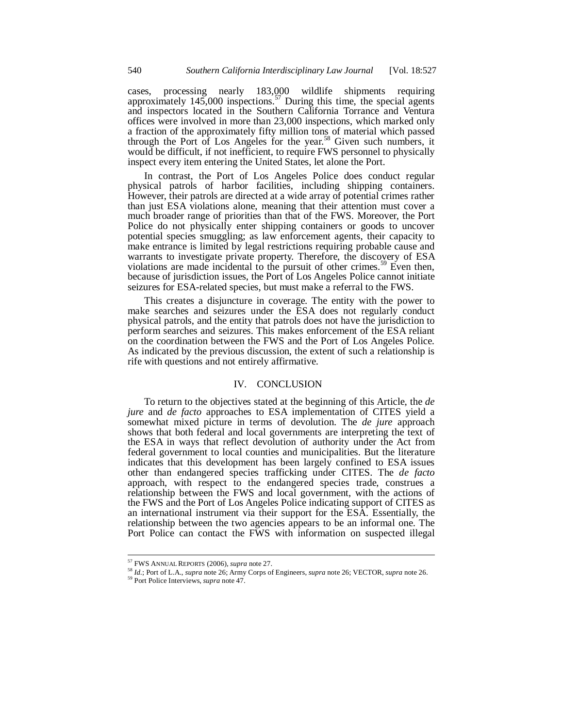cases, processing nearly 183,000 wildlife shipments requiring approximately 145,000 inspections.[57] During this time, the special agents and inspectors located in the Southern California Torrance and Ventura offices were involved in more than 23,000 inspections, which marked only a fraction of the approximately fifty million tons of material which passed through the Port of Los Angeles for the year.[58] Given such numbers, it would be difficult, if not inefficient, to require FWS personnel to physically inspect every item entering the United States, let alone the Port.

In contrast, the Port of Los Angeles Police does conduct regular physical patrols of harbor facilities, including shipping containers. However, their patrols are directed at a wide array of potential crimes rather than just ESA violations alone, meaning that their attention must cover a much broader range of priorities than that of the FWS. Moreover, the Port Police do not physically enter shipping containers or goods to uncover potential species smuggling; as law enforcement agents, their capacity to make entrance is limited by legal restrictions requiring probable cause and warrants to investigate private property. Therefore, the discovery of ESA violations are made incidental to the pursuit of other crimes.[59] Even then, because of jurisdiction issues, the Port of Los Angeles Police cannot initiate seizures for ESA-related species, but must make a referral to the FWS.

This creates a disjuncture in coverage. The entity with the power to make searches and seizures under the ESA does not regularly conduct physical patrols, and the entity that patrols does not have the jurisdiction to perform searches and seizures. This makes enforcement of the ESA reliant on the coordination between the FWS and the Port of Los Angeles Police. As indicated by the previous discussion, the extent of such a relationship is rife with questions and not entirely affirmative.

## IV. CONCLUSION

To return to the objectives stated at the beginning of this Article, the *de jure* and *de facto* approaches to ESA implementation of CITES yield a somewhat mixed picture in terms of devolution. The *de jure* approach shows that both federal and local governments are interpreting the text of the ESA in ways that reflect devolution of authority under the Act from federal government to local counties and municipalities. But the literature indicates that this development has been largely confined to ESA issues other than endangered species trafficking under CITES. The *de facto* approach, with respect to the endangered species trade, construes a relationship between the FWS and local government, with the actions of the FWS and the Port of Los Angeles Police indicating support of CITES as an international instrument via their support for the ESA. Essentially, the relationship between the two agencies appears to be an informal one. The Port Police can contact the FWS with information on suspected illegal

---

[57] FWS ANNUAL REPORTS (2006), *supra* note 27.

[58] *Id.*; Port of L.A., *supra* note 26; Army Corps of Engineers, *supra* note 26; VECTOR, *supra* note 26.

[59] Port Police Interviews, *supra* note 47.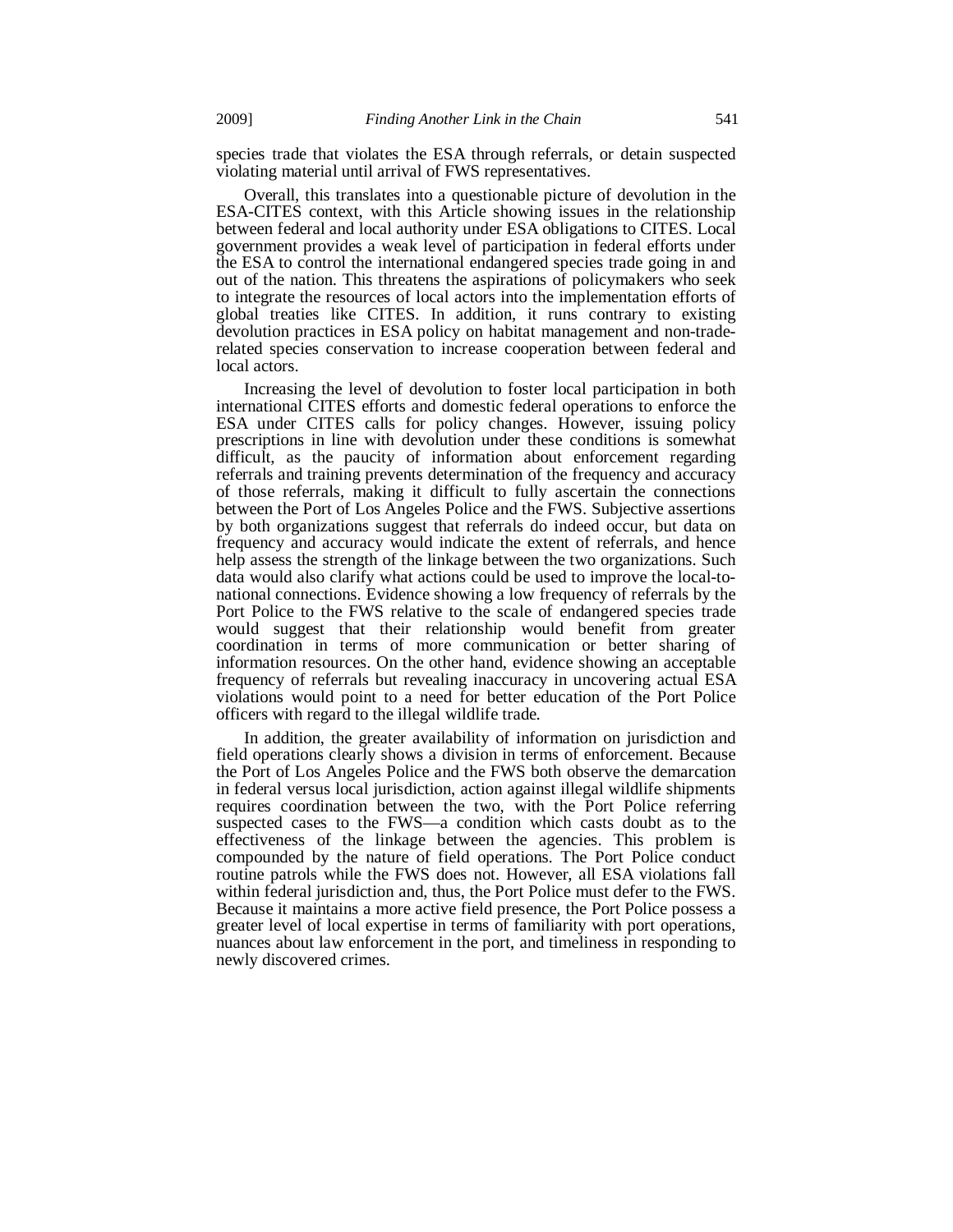species trade that violates the ESA through referrals, or detain suspected violating material until arrival of FWS representatives.

Overall, this translates into a questionable picture of devolution in the ESA-CITES context, with this Article showing issues in the relationship between federal and local authority under ESA obligations to CITES. Local government provides a weak level of participation in federal efforts under the ESA to control the international endangered species trade going in and out of the nation. This threatens the aspirations of policymakers who seek to integrate the resources of local actors into the implementation efforts of global treaties like CITES. In addition, it runs contrary to existing devolution practices in ESA policy on habitat management and non-trade-related species conservation to increase cooperation between federal and local actors.

Increasing the level of devolution to foster local participation in both international CITES efforts and domestic federal operations to enforce the ESA under CITES calls for policy changes. However, issuing policy prescriptions in line with devolution under these conditions is somewhat difficult, as the paucity of information about enforcement regarding referrals and training prevents determination of the frequency and accuracy of those referrals, making it difficult to fully ascertain the connections between the Port of Los Angeles Police and the FWS. Subjective assertions by both organizations suggest that referrals do indeed occur, but data on frequency and accuracy would indicate the extent of referrals, and hence help assess the strength of the linkage between the two organizations. Such data would also clarify what actions could be used to improve the local-to-national connections. Evidence showing a low frequency of referrals by the Port Police to the FWS relative to the scale of endangered species trade would suggest that their relationship would benefit from greater coordination in terms of more communication or better sharing of information resources. On the other hand, evidence showing an acceptable frequency of referrals but revealing inaccuracy in uncovering actual ESA violations would point to a need for better education of the Port Police officers with regard to the illegal wildlife trade.

In addition, the greater availability of information on jurisdiction and field operations clearly shows a division in terms of enforcement. Because the Port of Los Angeles Police and the FWS both observe the demarcation in federal versus local jurisdiction, action against illegal wildlife shipments requires coordination between the two, with the Port Police referring suspected cases to the FWS—a condition which casts doubt as to the effectiveness of the linkage between the agencies. This problem is compounded by the nature of field operations. The Port Police conduct routine patrols while the FWS does not. However, all ESA violations fall within federal jurisdiction and, thus, the Port Police must defer to the FWS. Because it maintains a more active field presence, the Port Police possess a greater level of local expertise in terms of familiarity with port operations, nuances about law enforcement in the port, and timeliness in responding to newly discovered crimes.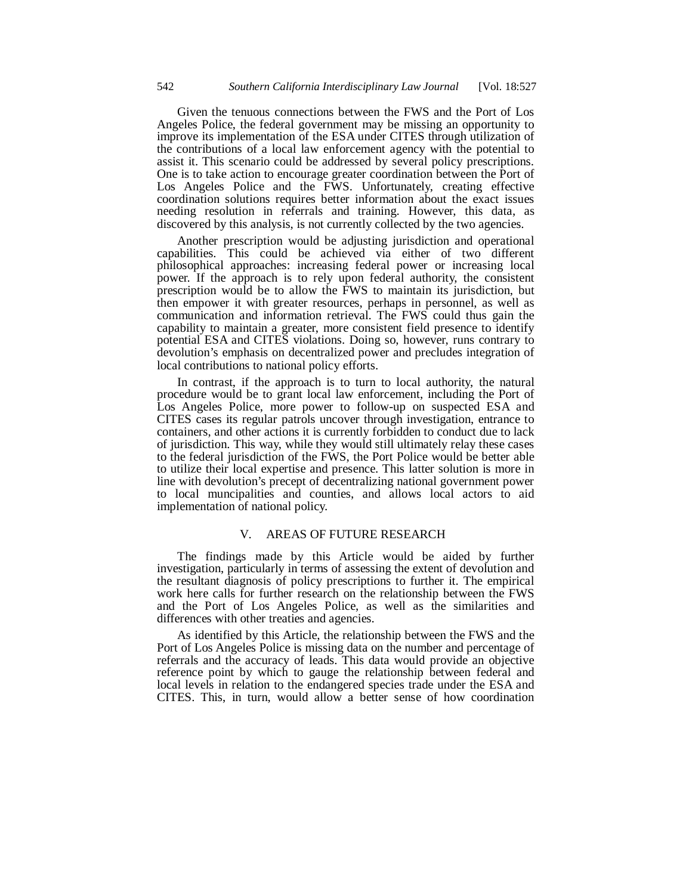Given the tenuous connections between the FWS and the Port of Los Angeles Police, the federal government may be missing an opportunity to improve its implementation of the ESA under CITES through utilization of the contributions of a local law enforcement agency with the potential to assist it. This scenario could be addressed by several policy prescriptions. One is to take action to encourage greater coordination between the Port of Los Angeles Police and the FWS. Unfortunately, creating effective coordination solutions requires better information about the exact issues needing resolution in referrals and training. However, this data, as discovered by this analysis, is not currently collected by the two agencies.

Another prescription would be adjusting jurisdiction and operational capabilities. This could be achieved via either of two different philosophical approaches: increasing federal power or increasing local power. If the approach is to rely upon federal authority, the consistent prescription would be to allow the FWS to maintain its jurisdiction, but then empower it with greater resources, perhaps in personnel, as well as communication and information retrieval. The FWS could thus gain the capability to maintain a greater, more consistent field presence to identify potential ESA and CITES violations. Doing so, however, runs contrary to devolution's emphasis on decentralized power and precludes integration of local contributions to national policy efforts.

In contrast, if the approach is to turn to local authority, the natural procedure would be to grant local law enforcement, including the Port of Los Angeles Police, more power to follow-up on suspected ESA and CITES cases its regular patrols uncover through investigation, entrance to containers, and other actions it is currently forbidden to conduct due to lack of jurisdiction. This way, while they would still ultimately relay these cases to the federal jurisdiction of the FWS, the Port Police would be better able to utilize their local expertise and presence. This latter solution is more in line with devolution's precept of decentralizing national government power to local muncipalities and counties, and allows local actors to aid implementation of national policy.

## V. AREAS OF FUTURE RESEARCH

The findings made by this Article would be aided by further investigation, particularly in terms of assessing the extent of devolution and the resultant diagnosis of policy prescriptions to further it. The empirical work here calls for further research on the relationship between the FWS and the Port of Los Angeles Police, as well as the similarities and differences with other treaties and agencies.

As identified by this Article, the relationship between the FWS and the Port of Los Angeles Police is missing data on the number and percentage of referrals and the accuracy of leads. This data would provide an objective reference point by which to gauge the relationship between federal and local levels in relation to the endangered species trade under the ESA and CITES. This, in turn, would allow a better sense of how coordination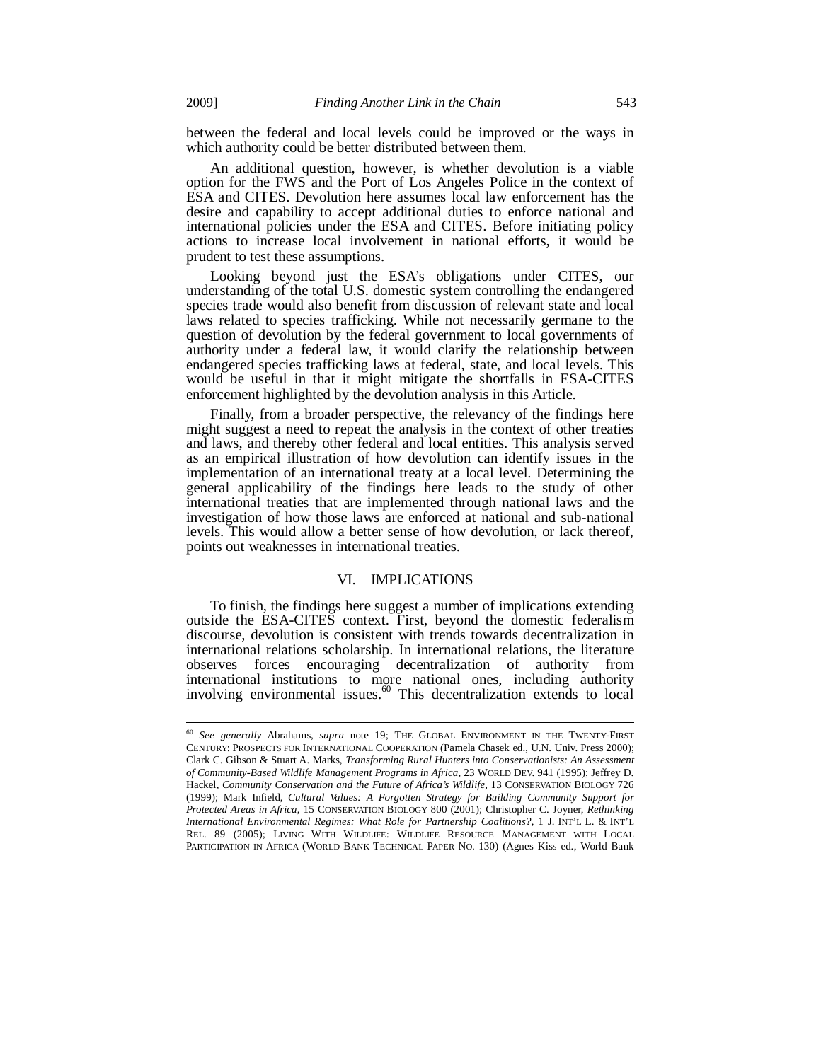between the federal and local levels could be improved or the ways in which authority could be better distributed between them.

An additional question, however, is whether devolution is a viable option for the FWS and the Port of Los Angeles Police in the context of ESA and CITES. Devolution here assumes local law enforcement has the desire and capability to accept additional duties to enforce national and international policies under the ESA and CITES. Before initiating policy actions to increase local involvement in national efforts, it would be prudent to test these assumptions.

Looking beyond just the ESA's obligations under CITES, our understanding of the total U.S. domestic system controlling the endangered species trade would also benefit from discussion of relevant state and local laws related to species trafficking. While not necessarily germane to the question of devolution by the federal government to local governments of authority under a federal law, it would clarify the relationship between endangered species trafficking laws at federal, state, and local levels. This would be useful in that it might mitigate the shortfalls in ESA-CITES enforcement highlighted by the devolution analysis in this Article.

Finally, from a broader perspective, the relevancy of the findings here might suggest a need to repeat the analysis in the context of other treaties and laws, and thereby other federal and local entities. This analysis served as an empirical illustration of how devolution can identify issues in the implementation of an international treaty at a local level. Determining the general applicability of the findings here leads to the study of other international treaties that are implemented through national laws and the investigation of how those laws are enforced at national and sub-national levels. This would allow a better sense of how devolution, or lack thereof, points out weaknesses in international treaties.

## VI. IMPLICATIONS

To finish, the findings here suggest a number of implications extending outside the ESA-CITES context. First, beyond the domestic federalism discourse, devolution is consistent with trends towards decentralization in international relations scholarship. In international relations, the literature observes forces encouraging decentralization of authority from international institutions to more national ones, including authority involving environmental issues.[60] This decentralization extends to local

---

[60] *See generally* Abrahams, *supra* note 19; THE GLOBAL ENVIRONMENT IN THE TWENTY-FIRST CENTURY: PROSPECTS FOR INTERNATIONAL COOPERATION (Pamela Chasek ed., U.N. Univ. Press 2000); Clark C. Gibson & Stuart A. Marks, *Transforming Rural Hunters into Conservationists: An Assessment of Community-Based Wildlife Management Programs in Africa*, 23 WORLD DEV. 941 (1995); Jeffrey D. Hackel, *Community Conservation and the Future of Africa's Wildlife*, 13 CONSERVATION BIOLOGY 726 (1999); Mark Infield, *Cultural Values: A Forgotten Strategy for Building Community Support for Protected Areas in Africa*, 15 CONSERVATION BIOLOGY 800 (2001); Christopher C. Joyner, *Rethinking International Environmental Regimes: What Role for Partnership Coalitions?*, 1 J. INT'L L. & INT'L REL. 89 (2005); LIVING WITH WILDLIFE: WILDLIFE RESOURCE MANAGEMENT WITH LOCAL PARTICIPATION IN AFRICA (WORLD BANK TECHNICAL PAPER NO. 130) (Agnes Kiss ed., World Bank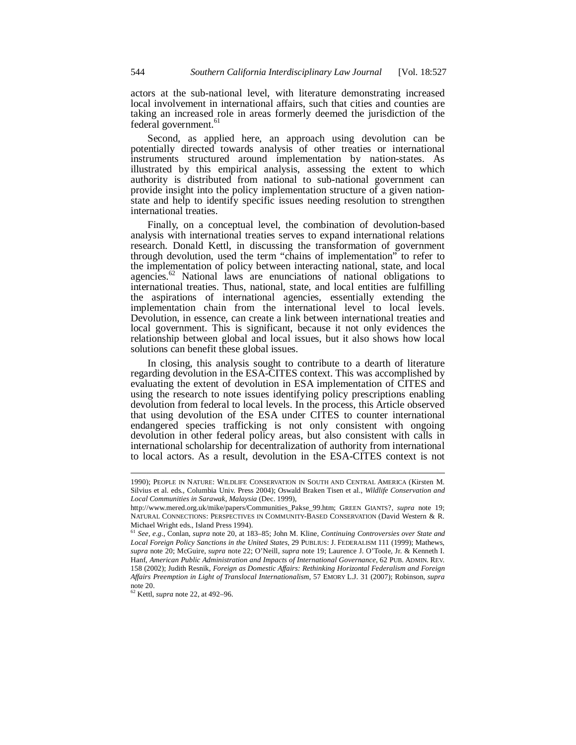actors at the sub-national level, with literature demonstrating increased local involvement in international affairs, such that cities and counties are taking an increased role in areas formerly deemed the jurisdiction of the federal government.[61]

Second, as applied here, an approach using devolution can be potentially directed towards analysis of other treaties or international instruments structured around implementation by nation-states. As illustrated by this empirical analysis, assessing the extent to which authority is distributed from national to sub-national government can provide insight into the policy implementation structure of a given nation-state and help to identify specific issues needing resolution to strengthen international treaties.

Finally, on a conceptual level, the combination of devolution-based analysis with international treaties serves to expand international relations research. Donald Kettl, in discussing the transformation of government through devolution, used the term "chains of implementation" to refer to the implementation of policy between interacting national, state, and local agencies.[62] National laws are enunciations of national obligations to international treaties. Thus, national, state, and local entities are fulfilling the aspirations of international agencies, essentially extending the implementation chain from the international level to local levels. Devolution, in essence, can create a link between international treaties and local government. This is significant, because it not only evidences the relationship between global and local issues, but it also shows how local solutions can benefit these global issues.

In closing, this analysis sought to contribute to a dearth of literature regarding devolution in the ESA-CITES context. This was accomplished by evaluating the extent of devolution in ESA implementation of CITES and using the research to note issues identifying policy prescriptions enabling devolution from federal to local levels. In the process, this Article observed that using devolution of the ESA under CITES to counter international endangered species trafficking is not only consistent with ongoing devolution in other federal policy areas, but also consistent with calls in international scholarship for decentralization of authority from international to local actors. As a result, devolution in the ESA-CITES context is not

---

1990); PEOPLE IN NATURE: WILDLIFE CONSERVATION IN SOUTH AND CENTRAL AMERICA (Kirsten M. Silvius et al. eds., Columbia Univ. Press 2004); Oswald Braken Tisen et al., *Wildlife Conservation and Local Communities in Sarawak, Malaysia* (Dec. 1999), http://www.mered.org.uk/mike/papers/Communities_Pakse_99.htm; GREEN GIANTS?, *supra* note 19; NATURAL CONNECTIONS: PERSPECTIVES IN COMMUNITY-BASED CONSERVATION (David Western & R. Michael Wright eds., Island Press 1994).

[61] *See, e.g.*, Conlan, *supra* note 20, at 183–85; John M. Kline, *Continuing Controversies over State and Local Foreign Policy Sanctions in the United States*, 29 PUBLIUS: J. FEDERALISM 111 (1999); Mathews, *supra* note 20; McGuire, *supra* note 22; O'Neill, *supra* note 19; Laurence J. O'Toole, Jr. & Kenneth I. Hanf, *American Public Administration and Impacts of International Governance*, 62 PUB. ADMIN. REV. 158 (2002); Judith Resnik, *Foreign as Domestic Affairs: Rethinking Horizontal Federalism and Foreign Affairs Preemption in Light of Translocal Internationalism*, 57 EMORY L.J. 31 (2007); Robinson, *supra* note 20.

[62] Kettl, *supra* note 22, at 492–96.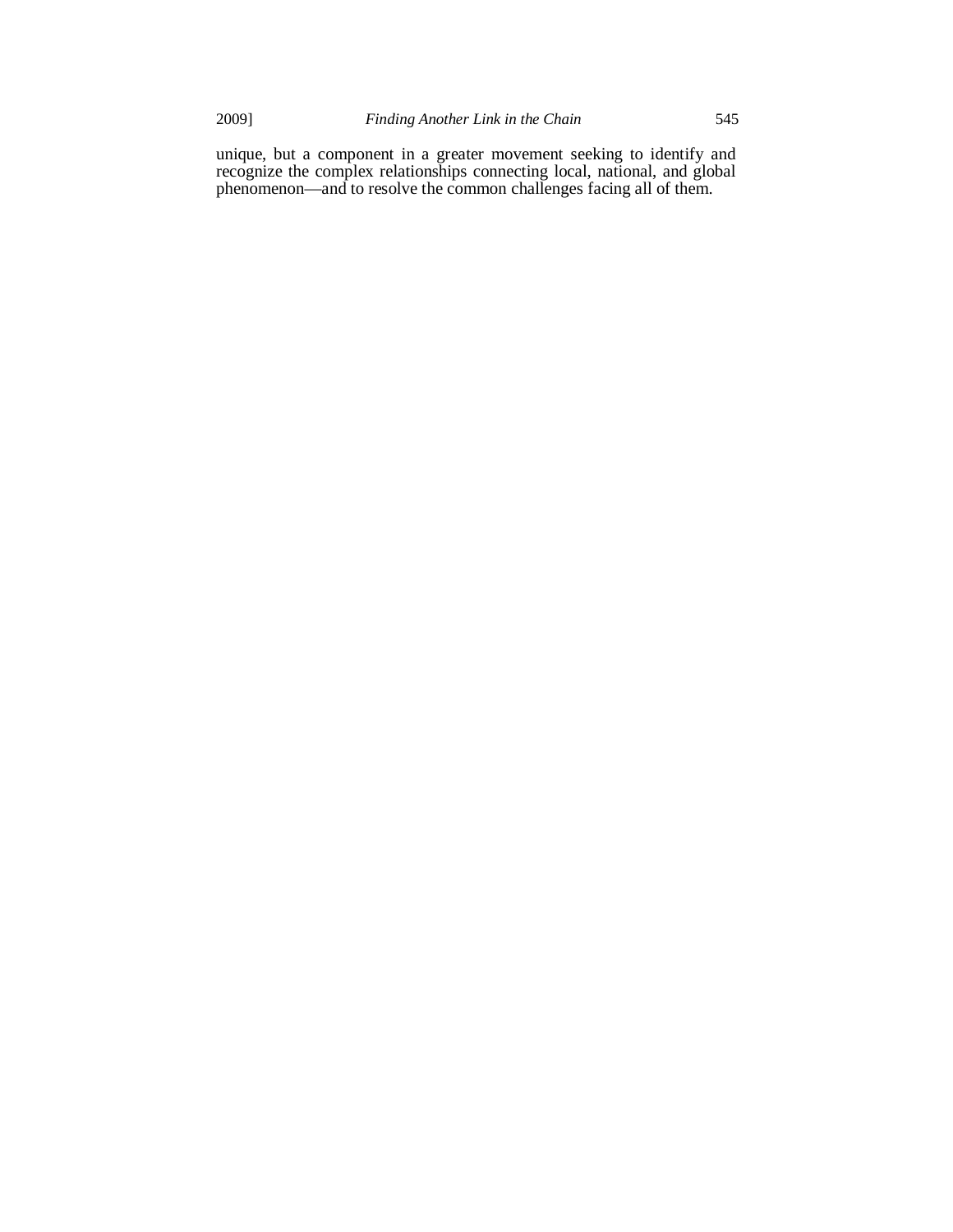unique, but a component in a greater movement seeking to identify and recognize the complex relationships connecting local, national, and global phenomenon—and to resolve the common challenges facing all of them.